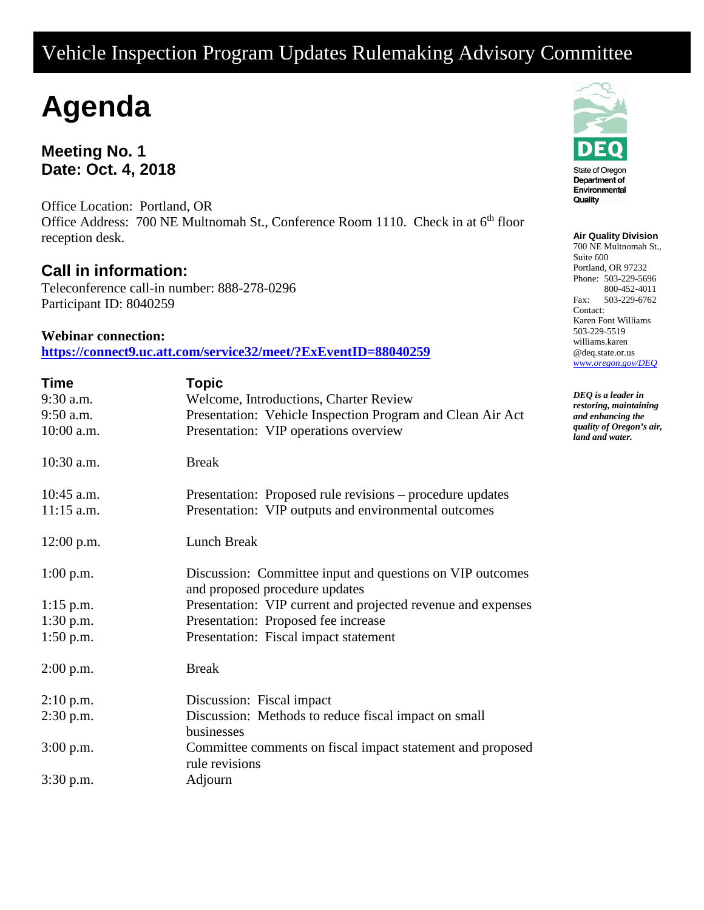# Vehicle Inspection Program Updates Rulemaking Advisory Committee

# Agenda

## Meeting No. 1
## Date: Oct. 4, 2018

Office Location: Portland, OR
Office Address: 700 NE Multnomah St., Conference Room 1110. Check in at 6th floor reception desk.

## Call in information:

Teleconference call-in number: 888-278-0296
Participant ID: 8040259

**Webinar connection:**
**https://connect9.uc.att.com/service32/meet/?ExEventID=88040259**

| Time | Topic |
|---|---|
| 9:30 a.m. | Welcome, Introductions, Charter Review |
| 9:50 a.m. | Presentation: Vehicle Inspection Program and Clean Air Act |
| 10:00 a.m. | Presentation: VIP operations overview |
| 10:30 a.m. | Break |
| 10:45 a.m. | Presentation: Proposed rule revisions – procedure updates |
| 11:15 a.m. | Presentation: VIP outputs and environmental outcomes |
| 12:00 p.m. | Lunch Break |
| 1:00 p.m. | Discussion: Committee input and questions on VIP outcomes and proposed procedure updates |
| 1:15 p.m. | Presentation: VIP current and projected revenue and expenses |
| 1:30 p.m. | Presentation: Proposed fee increase |
| 1:50 p.m. | Presentation: Fiscal impact statement |
| 2:00 p.m. | Break |
| 2:10 p.m. | Discussion: Fiscal impact |
| 2:30 p.m. | Discussion: Methods to reduce fiscal impact on small businesses |
| 3:00 p.m. | Committee comments on fiscal impact statement and proposed rule revisions |
| 3:30 p.m. | Adjourn |

DEQ
State of Oregon
Department of Environmental Quality

**Air Quality Division**
700 NE Multnomah St., Suite 600
Portland, OR 97232
Phone: 503-229-5696
800-452-4011
Fax: 503-229-6762
Contact:
Karen Font Williams
503-229-5519
williams.karen@deq.state.or.us
*www.oregon.gov/DEQ*

***DEQ is a leader in restoring, maintaining and enhancing the quality of Oregon's air, land and water.***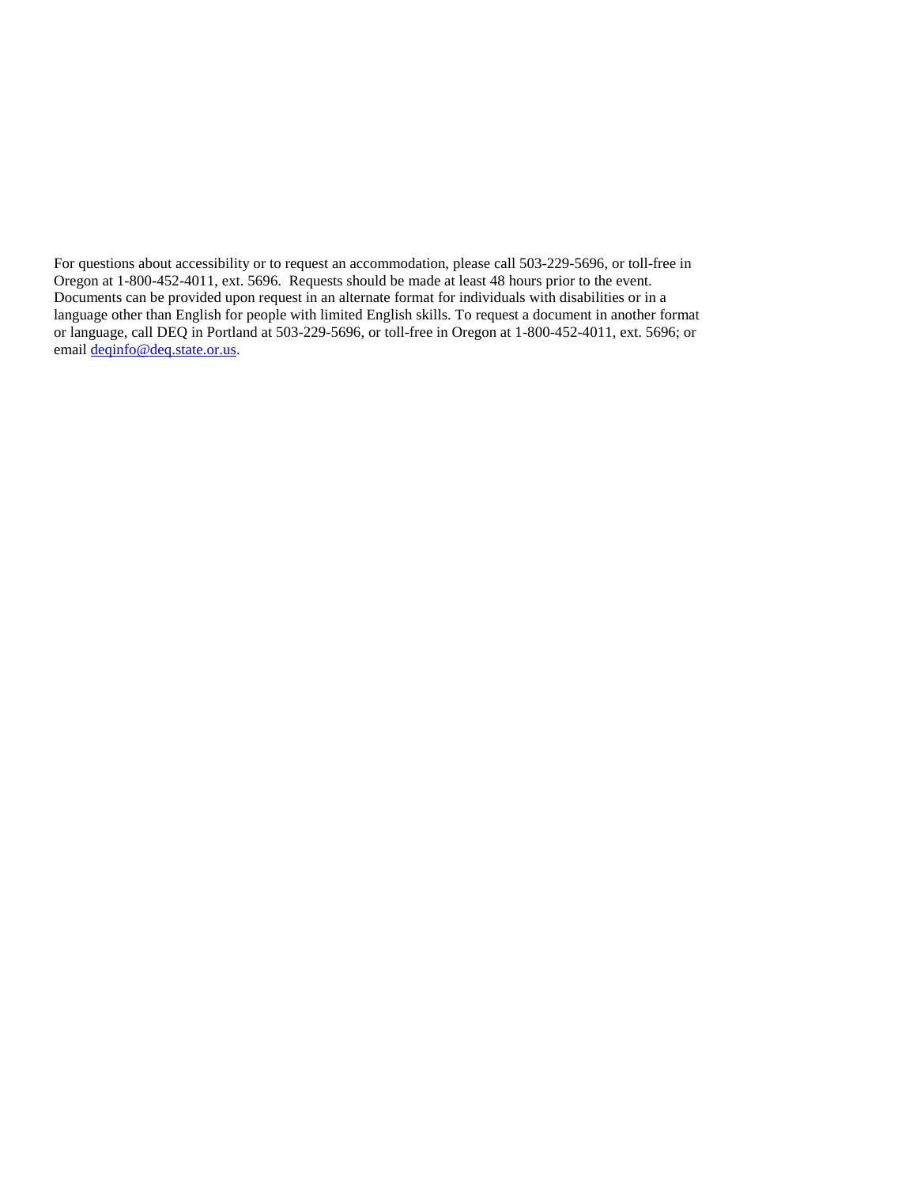For questions about accessibility or to request an accommodation, please call 503-229-5696, or toll-free in Oregon at 1-800-452-4011, ext. 5696. Requests should be made at least 48 hours prior to the event. Documents can be provided upon request in an alternate format for individuals with disabilities or in a language other than English for people with limited English skills. To request a document in another format or language, call DEQ in Portland at 503-229-5696, or toll-free in Oregon at 1-800-452-4011, ext. 5696; or email deqinfo@deq.state.or.us.